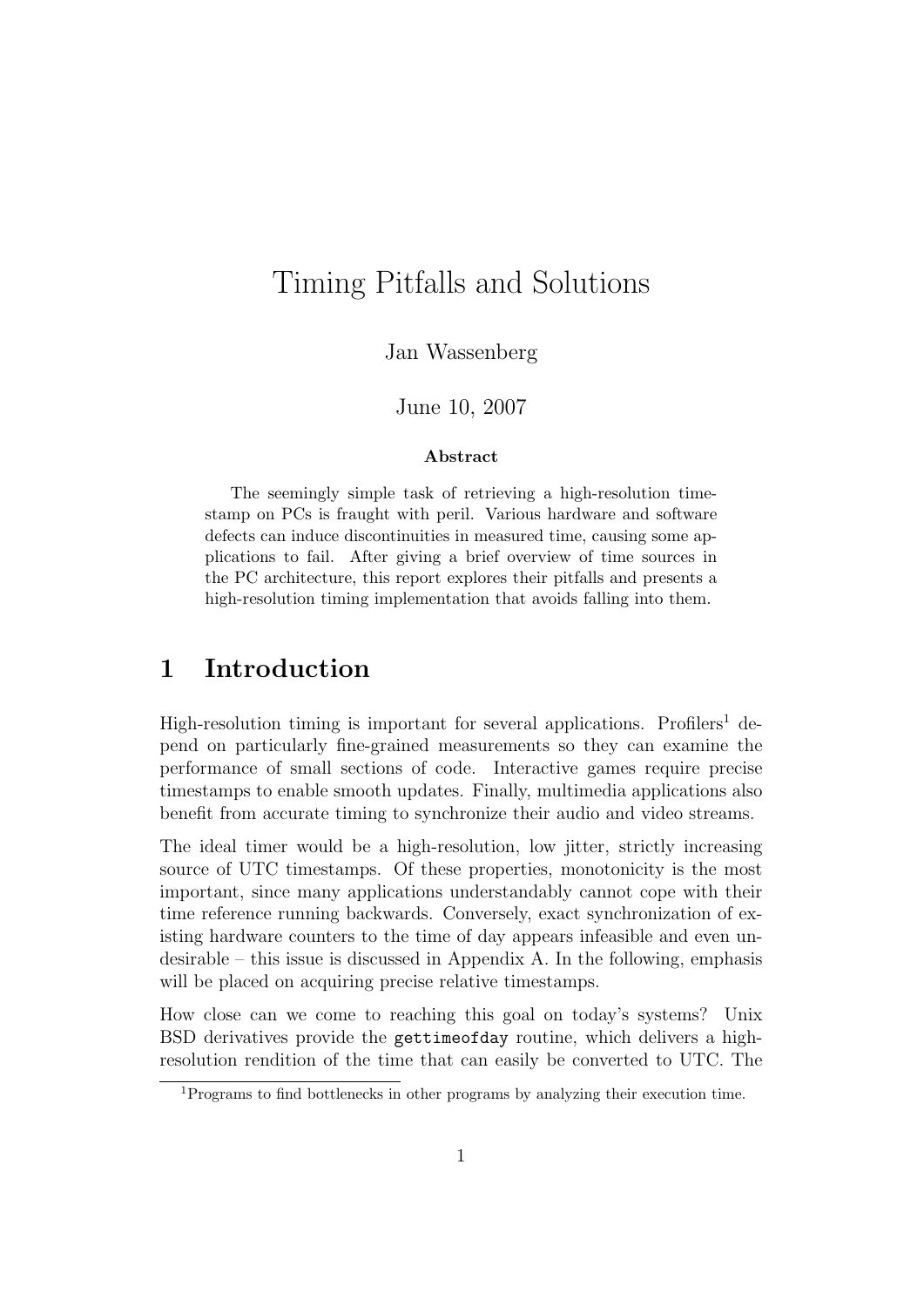# Timing Pitfalls and Solutions

Jan Wassenberg

June 10, 2007

**Abstract**

The seemingly simple task of retrieving a high-resolution timestamp on PCs is fraught with peril. Various hardware and software defects can induce discontinuities in measured time, causing some applications to fail. After giving a brief overview of time sources in the PC architecture, this report explores their pitfalls and presents a high-resolution timing implementation that avoids falling into them.

## 1 Introduction

High-resolution timing is important for several applications. Profilers[1] depend on particularly fine-grained measurements so they can examine the performance of small sections of code. Interactive games require precise timestamps to enable smooth updates. Finally, multimedia applications also benefit from accurate timing to synchronize their audio and video streams.

The ideal timer would be a high-resolution, low jitter, strictly increasing source of UTC timestamps. Of these properties, monotonicity is the most important, since many applications understandably cannot cope with their time reference running backwards. Conversely, exact synchronization of existing hardware counters to the time of day appears infeasible and even undesirable – this issue is discussed in Appendix A. In the following, emphasis will be placed on acquiring precise relative timestamps.

How close can we come to reaching this goal on today's systems? Unix BSD derivatives provide the `gettimeofday` routine, which delivers a high-resolution rendition of the time that can easily be converted to UTC. The

[1] Programs to find bottlenecks in other programs by analyzing their execution time.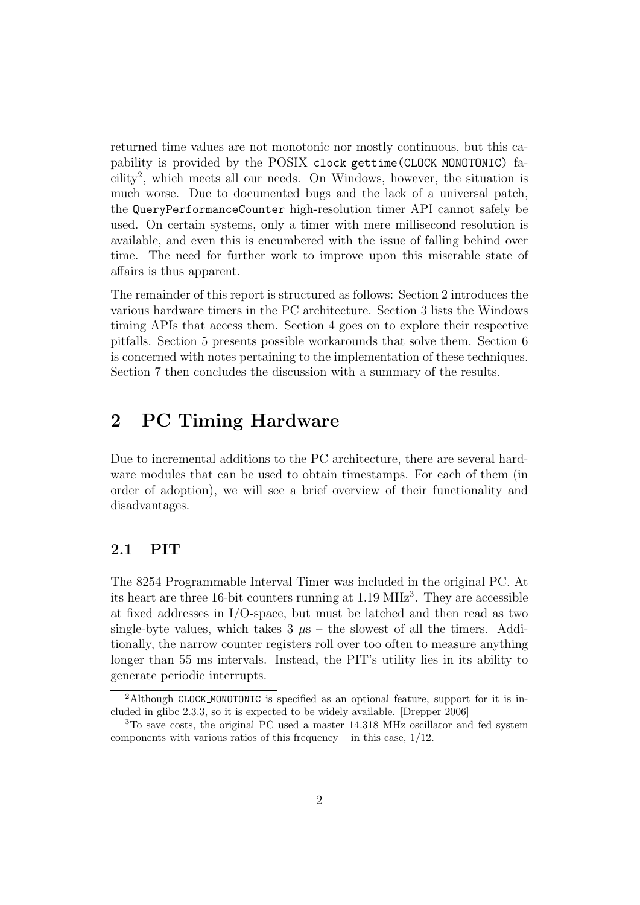returned time values are not monotonic nor mostly continuous, but this capability is provided by the POSIX `clock_gettime(CLOCK_MONOTONIC)` facility[2], which meets all our needs. On Windows, however, the situation is much worse. Due to documented bugs and the lack of a universal patch, the `QueryPerformanceCounter` high-resolution timer API cannot safely be used. On certain systems, only a timer with mere millisecond resolution is available, and even this is encumbered with the issue of falling behind over time. The need for further work to improve upon this miserable state of affairs is thus apparent.

The remainder of this report is structured as follows: Section 2 introduces the various hardware timers in the PC architecture. Section 3 lists the Windows timing APIs that access them. Section 4 goes on to explore their respective pitfalls. Section 5 presents possible workarounds that solve them. Section 6 is concerned with notes pertaining to the implementation of these techniques. Section 7 then concludes the discussion with a summary of the results.

# 2 PC Timing Hardware

Due to incremental additions to the PC architecture, there are several hardware modules that can be used to obtain timestamps. For each of them (in order of adoption), we will see a brief overview of their functionality and disadvantages.

## 2.1 PIT

The 8254 Programmable Interval Timer was included in the original PC. At its heart are three 16-bit counters running at 1.19 MHz[3]. They are accessible at fixed addresses in I/O-space, but must be latched and then read as two single-byte values, which takes 3 $\mu$s – the slowest of all the timers. Additionally, the narrow counter registers roll over too often to measure anything longer than 55 ms intervals. Instead, the PIT's utility lies in its ability to generate periodic interrupts.

---

[2] Although `CLOCK_MONOTONIC` is specified as an optional feature, support for it is included in glibc 2.3.3, so it is expected to be widely available. [Drepper 2006]

[3] To save costs, the original PC used a master 14.318 MHz oscillator and fed system components with various ratios of this frequency – in this case, 1/12.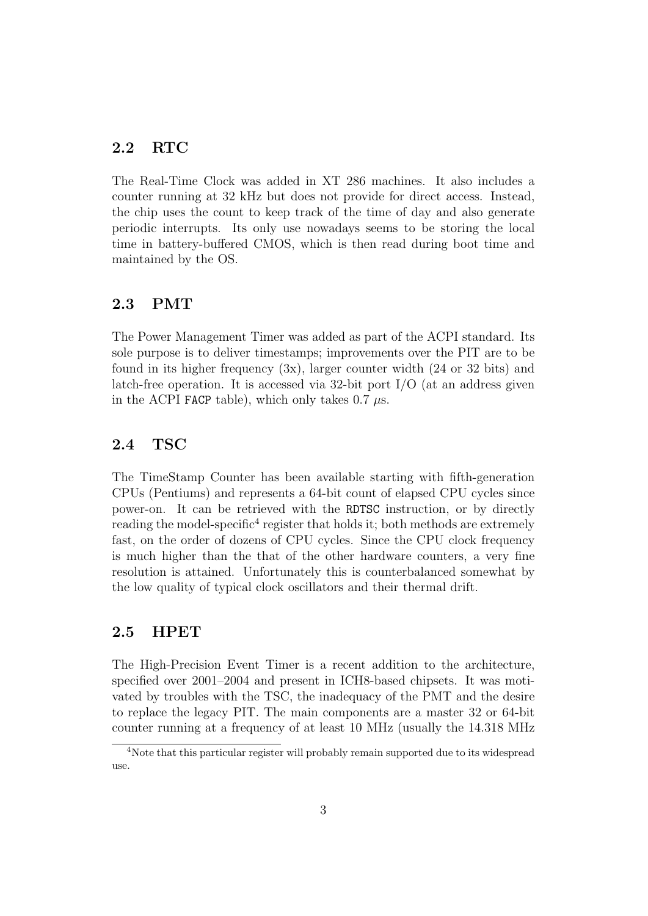## 2.2 RTC

The Real-Time Clock was added in XT 286 machines. It also includes a counter running at 32 kHz but does not provide for direct access. Instead, the chip uses the count to keep track of the time of day and also generate periodic interrupts. Its only use nowadays seems to be storing the local time in battery-buffered CMOS, which is then read during boot time and maintained by the OS.

## 2.3 PMT

The Power Management Timer was added as part of the ACPI standard. Its sole purpose is to deliver timestamps; improvements over the PIT are to be found in its higher frequency (3x), larger counter width (24 or 32 bits) and latch-free operation. It is accessed via 32-bit port I/O (at an address given in the ACPI `FACP` table), which only takes 0.7 $\mu$s.

## 2.4 TSC

The TimeStamp Counter has been available starting with fifth-generation CPUs (Pentiums) and represents a 64-bit count of elapsed CPU cycles since power-on. It can be retrieved with the `RDTSC` instruction, or by directly reading the model-specific[4] register that holds it; both methods are extremely fast, on the order of dozens of CPU cycles. Since the CPU clock frequency is much higher than the that of the other hardware counters, a very fine resolution is attained. Unfortunately this is counterbalanced somewhat by the low quality of typical clock oscillators and their thermal drift.

## 2.5 HPET

The High-Precision Event Timer is a recent addition to the architecture, specified over 2001–2004 and present in ICH8-based chipsets. It was motivated by troubles with the TSC, the inadequacy of the PMT and the desire to replace the legacy PIT. The main components are a master 32 or 64-bit counter running at a frequency of at least 10 MHz (usually the 14.318 MHz

[4] Note that this particular register will probably remain supported due to its widespread use.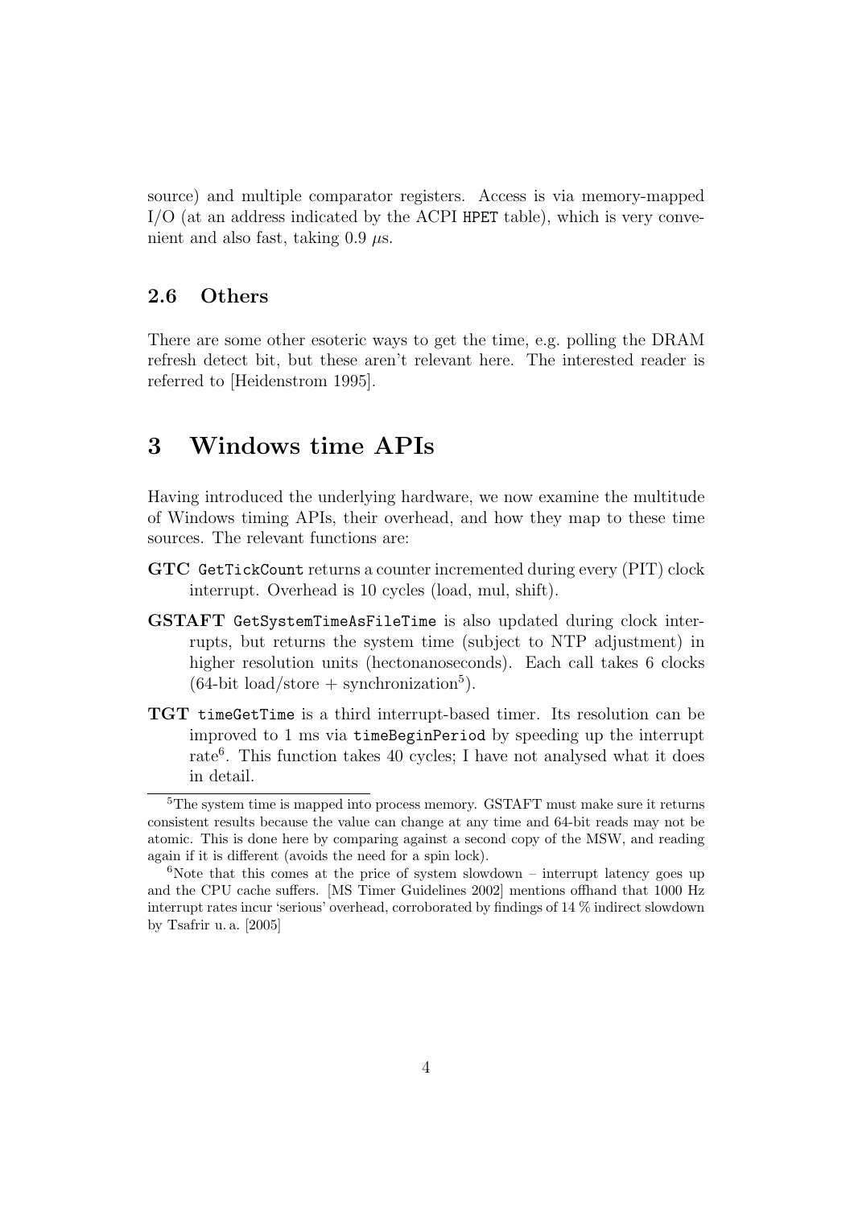source) and multiple comparator registers. Access is via memory-mapped I/O (at an address indicated by the ACPI `HPET` table), which is very convenient and also fast, taking 0.9 $\mu$s.

### 2.6 Others

There are some other esoteric ways to get the time, e.g. polling the DRAM refresh detect bit, but these aren't relevant here. The interested reader is referred to [Heidenstrom 1995].

## 3 Windows time APIs

Having introduced the underlying hardware, we now examine the multitude of Windows timing APIs, their overhead, and how they map to these time sources. The relevant functions are:

- **GTC** `GetTickCount` returns a counter incremented during every (PIT) clock interrupt. Overhead is 10 cycles (load, mul, shift).
- **GSTAFT** `GetSystemTimeAsFileTime` is also updated during clock interrupts, but returns the system time (subject to NTP adjustment) in higher resolution units (hectonanoseconds). Each call takes 6 clocks (64-bit load/store + synchronization[5]).
- **TGT** `timeGetTime` is a third interrupt-based timer. Its resolution can be improved to 1 ms via `timeBeginPeriod` by speeding up the interrupt rate[6]. This function takes 40 cycles; I have not analysed what it does in detail.

---

[5] The system time is mapped into process memory. GSTAFT must make sure it returns consistent results because the value can change at any time and 64-bit reads may not be atomic. This is done here by comparing against a second copy of the MSW, and reading again if it is different (avoids the need for a spin lock).

[6] Note that this comes at the price of system slowdown – interrupt latency goes up and the CPU cache suffers. [MS Timer Guidelines 2002] mentions offhand that 1000 Hz interrupt rates incur 'serious' overhead, corroborated by findings of 14 % indirect slowdown by Tsafrir u. a. [2005]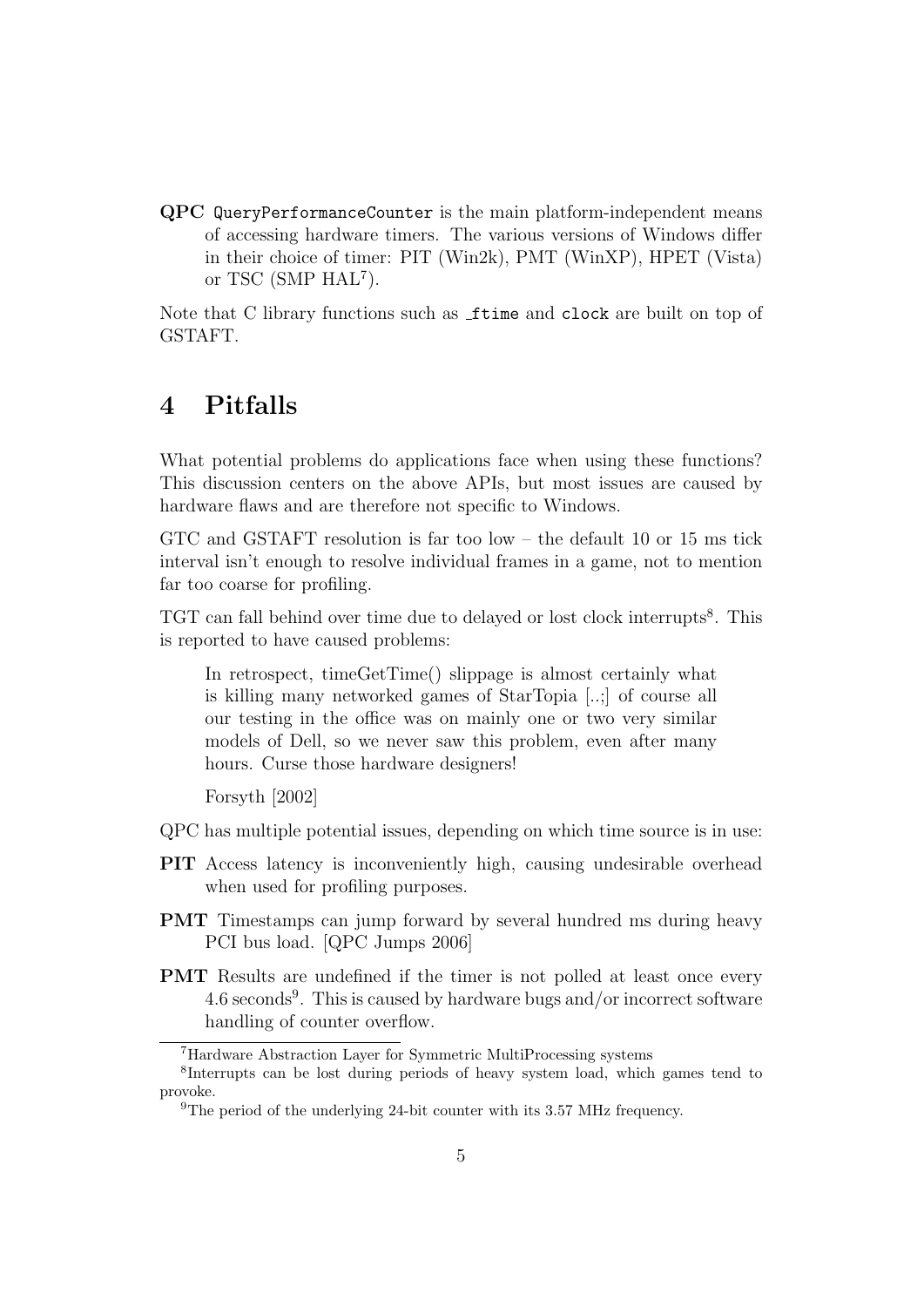**QPC** `QueryPerformanceCounter` is the main platform-independent means of accessing hardware timers. The various versions of Windows differ in their choice of timer: PIT (Win2k), PMT (WinXP), HPET (Vista) or TSC (SMP HAL[7]).

Note that C library functions such as `_ftime` and `clock` are built on top of GSTAFT.

# 4 Pitfalls

What potential problems do applications face when using these functions? This discussion centers on the above APIs, but most issues are caused by hardware flaws and are therefore not specific to Windows.

GTC and GSTAFT resolution is far too low – the default 10 or 15 ms tick interval isn't enough to resolve individual frames in a game, not to mention far too coarse for profiling.

TGT can fall behind over time due to delayed or lost clock interrupts[8]. This is reported to have caused problems:

> In retrospect, timeGetTime() slippage is almost certainly what is killing many networked games of StarTopia [..;] of course all our testing in the office was on mainly one or two very similar models of Dell, so we never saw this problem, even after many hours. Curse those hardware designers!
>
> Forsyth [2002]

QPC has multiple potential issues, depending on which time source is in use:

**PIT** Access latency is inconveniently high, causing undesirable overhead when used for profiling purposes.

**PMT** Timestamps can jump forward by several hundred ms during heavy PCI bus load. [QPC Jumps 2006]

**PMT** Results are undefined if the timer is not polled at least once every 4.6 seconds[9]. This is caused by hardware bugs and/or incorrect software handling of counter overflow.

---

[7] Hardware Abstraction Layer for Symmetric MultiProcessing systems

[8] Interrupts can be lost during periods of heavy system load, which games tend to provoke.

[9] The period of the underlying 24-bit counter with its 3.57 MHz frequency.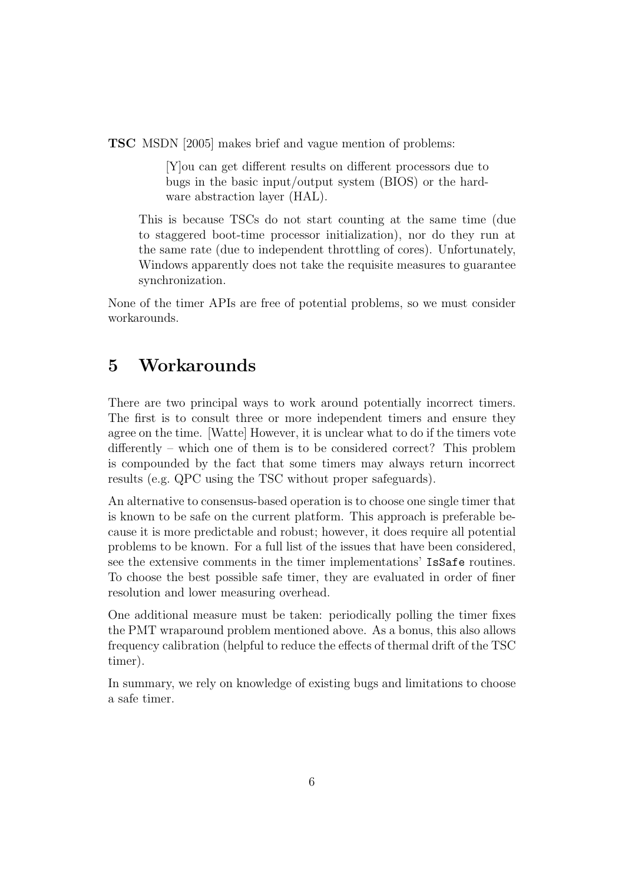**TSC** MSDN [2005] makes brief and vague mention of problems:

> [Y]ou can get different results on different processors due to bugs in the basic input/output system (BIOS) or the hardware abstraction layer (HAL).

This is because TSCs do not start counting at the same time (due to staggered boot-time processor initialization), nor do they run at the same rate (due to independent throttling of cores). Unfortunately, Windows apparently does not take the requisite measures to guarantee synchronization.

None of the timer APIs are free of potential problems, so we must consider workarounds.

## 5 Workarounds

There are two principal ways to work around potentially incorrect timers. The first is to consult three or more independent timers and ensure they agree on the time. [Watte] However, it is unclear what to do if the timers vote differently – which one of them is to be considered correct? This problem is compounded by the fact that some timers may always return incorrect results (e.g. QPC using the TSC without proper safeguards).

An alternative to consensus-based operation is to choose one single timer that is known to be safe on the current platform. This approach is preferable because it is more predictable and robust; however, it does require all potential problems to be known. For a full list of the issues that have been considered, see the extensive comments in the timer implementations' `IsSafe` routines. To choose the best possible safe timer, they are evaluated in order of finer resolution and lower measuring overhead.

One additional measure must be taken: periodically polling the timer fixes the PMT wraparound problem mentioned above. As a bonus, this also allows frequency calibration (helpful to reduce the effects of thermal drift of the TSC timer).

In summary, we rely on knowledge of existing bugs and limitations to choose a safe timer.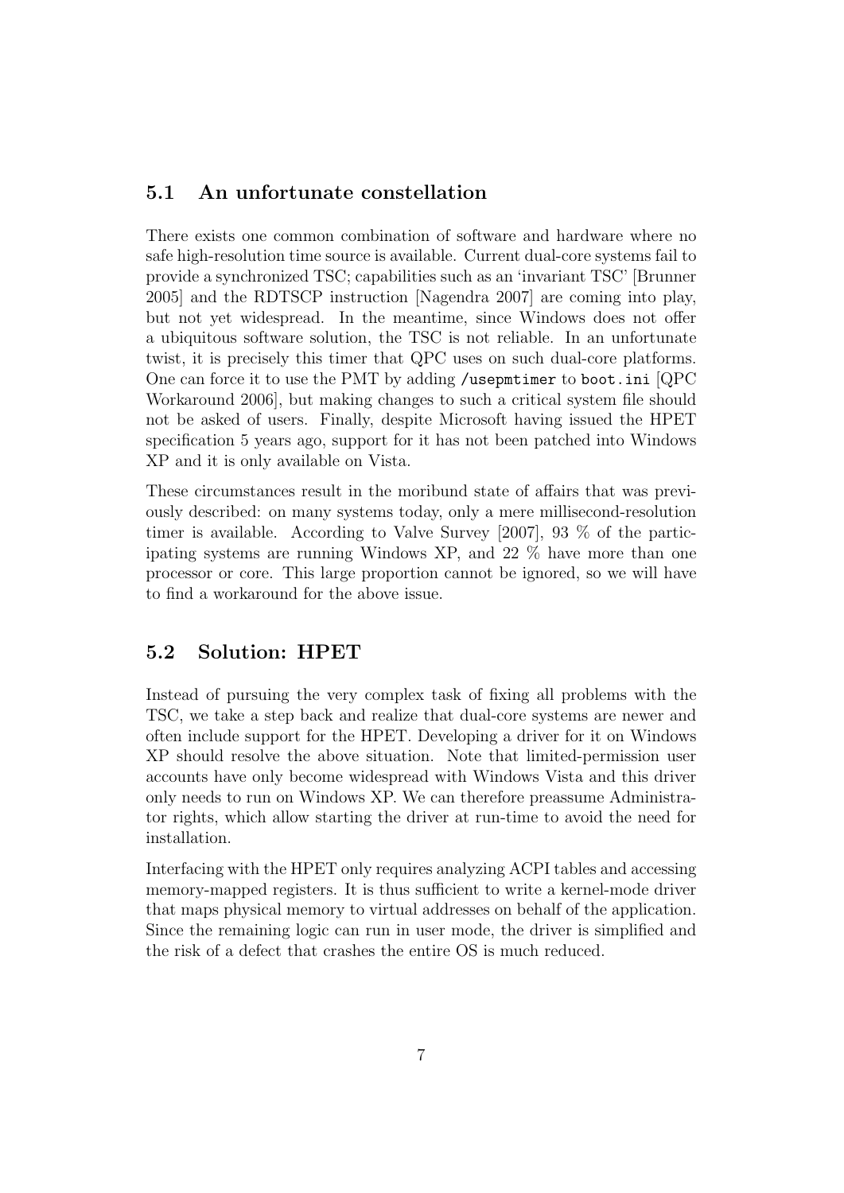## 5.1 An unfortunate constellation

There exists one common combination of software and hardware where no safe high-resolution time source is available. Current dual-core systems fail to provide a synchronized TSC; capabilities such as an 'invariant TSC' [Brunner 2005] and the RDTSCP instruction [Nagendra 2007] are coming into play, but not yet widespread. In the meantime, since Windows does not offer a ubiquitous software solution, the TSC is not reliable. In an unfortunate twist, it is precisely this timer that QPC uses on such dual-core platforms. One can force it to use the PMT by adding `/usepmtimer` to `boot.ini` [QPC Workaround 2006], but making changes to such a critical system file should not be asked of users. Finally, despite Microsoft having issued the HPET specification 5 years ago, support for it has not been patched into Windows XP and it is only available on Vista.

These circumstances result in the moribund state of affairs that was previously described: on many systems today, only a mere millisecond-resolution timer is available. According to Valve Survey [2007], 93 % of the participating systems are running Windows XP, and 22 % have more than one processor or core. This large proportion cannot be ignored, so we will have to find a workaround for the above issue.

## 5.2 Solution: HPET

Instead of pursuing the very complex task of fixing all problems with the TSC, we take a step back and realize that dual-core systems are newer and often include support for the HPET. Developing a driver for it on Windows XP should resolve the above situation. Note that limited-permission user accounts have only become widespread with Windows Vista and this driver only needs to run on Windows XP. We can therefore preassume Administrator rights, which allow starting the driver at run-time to avoid the need for installation.

Interfacing with the HPET only requires analyzing ACPI tables and accessing memory-mapped registers. It is thus sufficient to write a kernel-mode driver that maps physical memory to virtual addresses on behalf of the application. Since the remaining logic can run in user mode, the driver is simplified and the risk of a defect that crashes the entire OS is much reduced.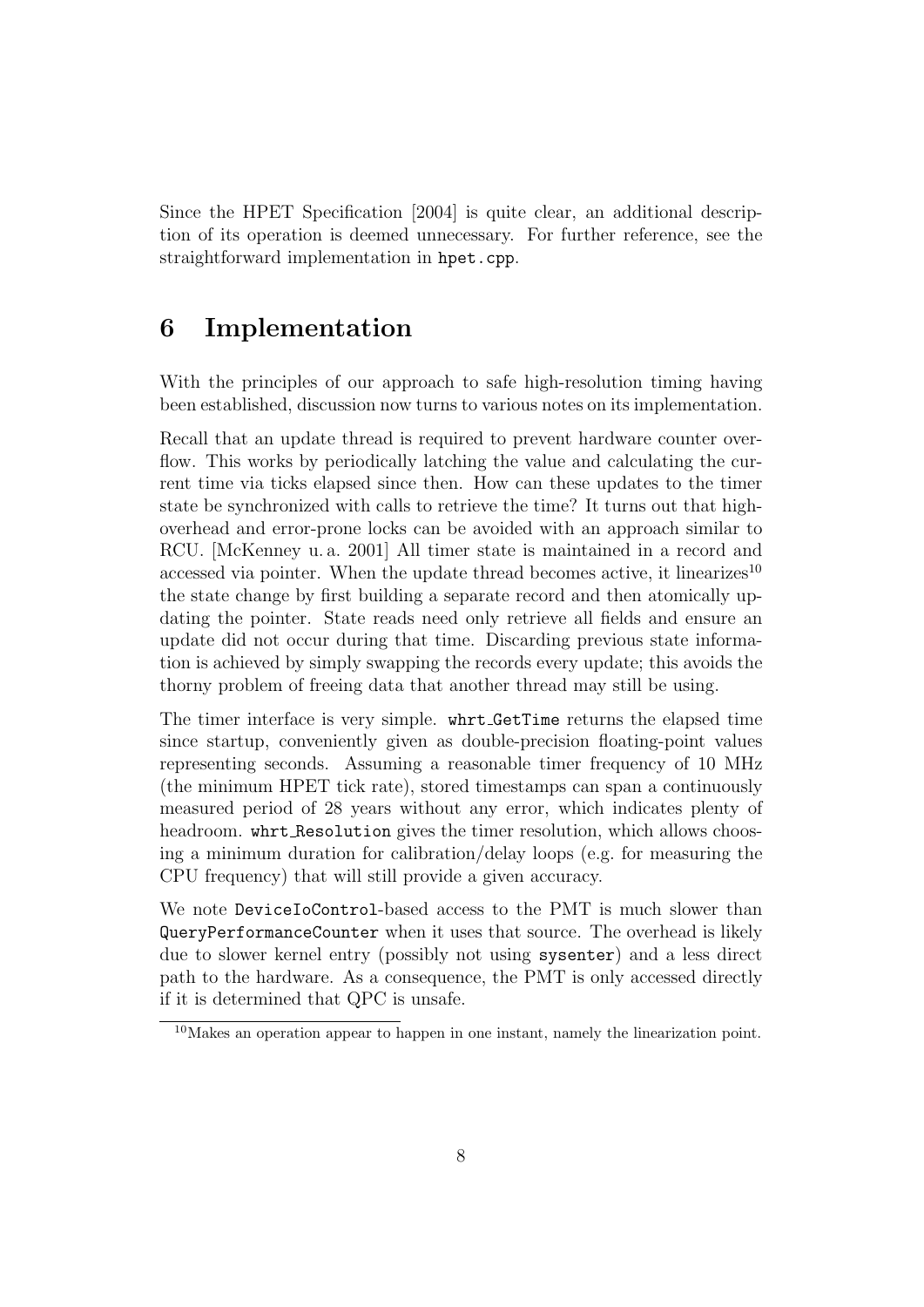Since the HPET Specification [2004] is quite clear, an additional description of its operation is deemed unnecessary. For further reference, see the straightforward implementation in `hpet.cpp`.

# 6 Implementation

With the principles of our approach to safe high-resolution timing having been established, discussion now turns to various notes on its implementation.

Recall that an update thread is required to prevent hardware counter overflow. This works by periodically latching the value and calculating the current time via ticks elapsed since then. How can these updates to the timer state be synchronized with calls to retrieve the time? It turns out that high-overhead and error-prone locks can be avoided with an approach similar to RCU. [McKenney u. a. 2001] All timer state is maintained in a record and accessed via pointer. When the update thread becomes active, it linearizes[10] the state change by first building a separate record and then atomically updating the pointer. State reads need only retrieve all fields and ensure an update did not occur during that time. Discarding previous state information is achieved by simply swapping the records every update; this avoids the thorny problem of freeing data that another thread may still be using.

The timer interface is very simple. `whrt_GetTime` returns the elapsed time since startup, conveniently given as double-precision floating-point values representing seconds. Assuming a reasonable timer frequency of 10 MHz (the minimum HPET tick rate), stored timestamps can span a continuously measured period of 28 years without any error, which indicates plenty of headroom. `whrt_Resolution` gives the timer resolution, which allows choosing a minimum duration for calibration/delay loops (e.g. for measuring the CPU frequency) that will still provide a given accuracy.

We note `DeviceIoControl`-based access to the PMT is much slower than `QueryPerformanceCounter` when it uses that source. The overhead is likely due to slower kernel entry (possibly not using `sysenter`) and a less direct path to the hardware. As a consequence, the PMT is only accessed directly if it is determined that QPC is unsafe.

[10] Makes an operation appear to happen in one instant, namely the linearization point.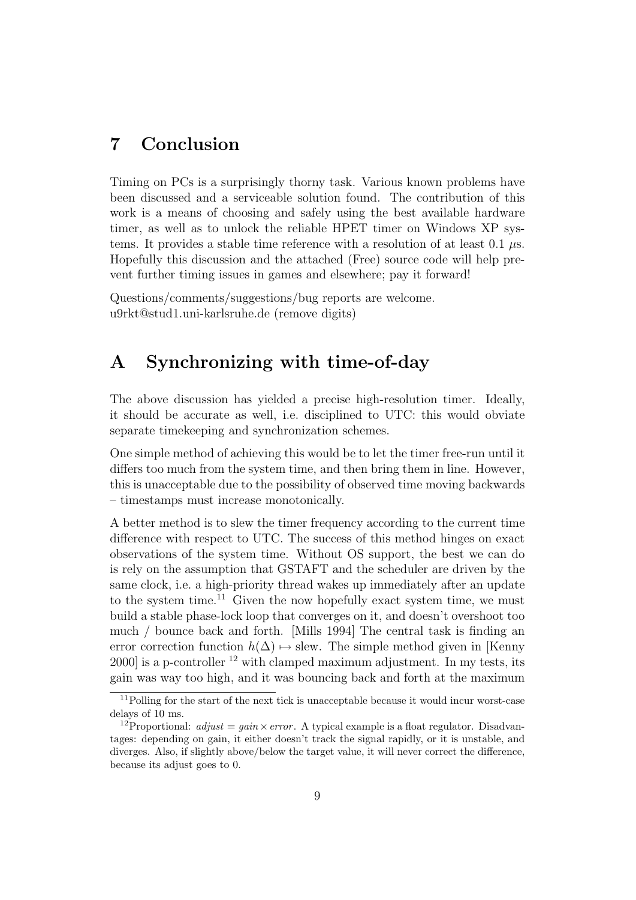## 7 Conclusion

Timing on PCs is a surprisingly thorny task. Various known problems have been discussed and a serviceable solution found. The contribution of this work is a means of choosing and safely using the best available hardware timer, as well as to unlock the reliable HPET timer on Windows XP systems. It provides a stable time reference with a resolution of at least 0.1 $\mu$s. Hopefully this discussion and the attached (Free) source code will help prevent further timing issues in games and elsewhere; pay it forward!

Questions/comments/suggestions/bug reports are welcome.
u9rkt@stud1.uni-karlsruhe.de (remove digits)

## A Synchronizing with time-of-day

The above discussion has yielded a precise high-resolution timer. Ideally, it should be accurate as well, i.e. disciplined to UTC: this would obviate separate timekeeping and synchronization schemes.

One simple method of achieving this would be to let the timer free-run until it differs too much from the system time, and then bring them in line. However, this is unacceptable due to the possibility of observed time moving backwards – timestamps must increase monotonically.

A better method is to slew the timer frequency according to the current time difference with respect to UTC. The success of this method hinges on exact observations of the system time. Without OS support, the best we can do is rely on the assumption that GSTAFT and the scheduler are driven by the same clock, i.e. a high-priority thread wakes up immediately after an update to the system time.[11] Given the now hopefully exact system time, we must build a stable phase-lock loop that converges on it, and doesn't overshoot too much / bounce back and forth. [Mills 1994] The central task is finding an error correction function $h(\Delta) \mapsto$ slew. The simple method given in [Kenny 2000] is a p-controller [12] with clamped maximum adjustment. In my tests, its gain was way too high, and it was bouncing back and forth at the maximum

[11] Polling for the start of the next tick is unacceptable because it would incur worst-case delays of 10 ms.

[12] Proportional: *adjust* = *gain* × *error*. A typical example is a float regulator. Disadvantages: depending on gain, it either doesn't track the signal rapidly, or it is unstable, and diverges. Also, if slightly above/below the target value, it will never correct the difference, because its adjust goes to 0.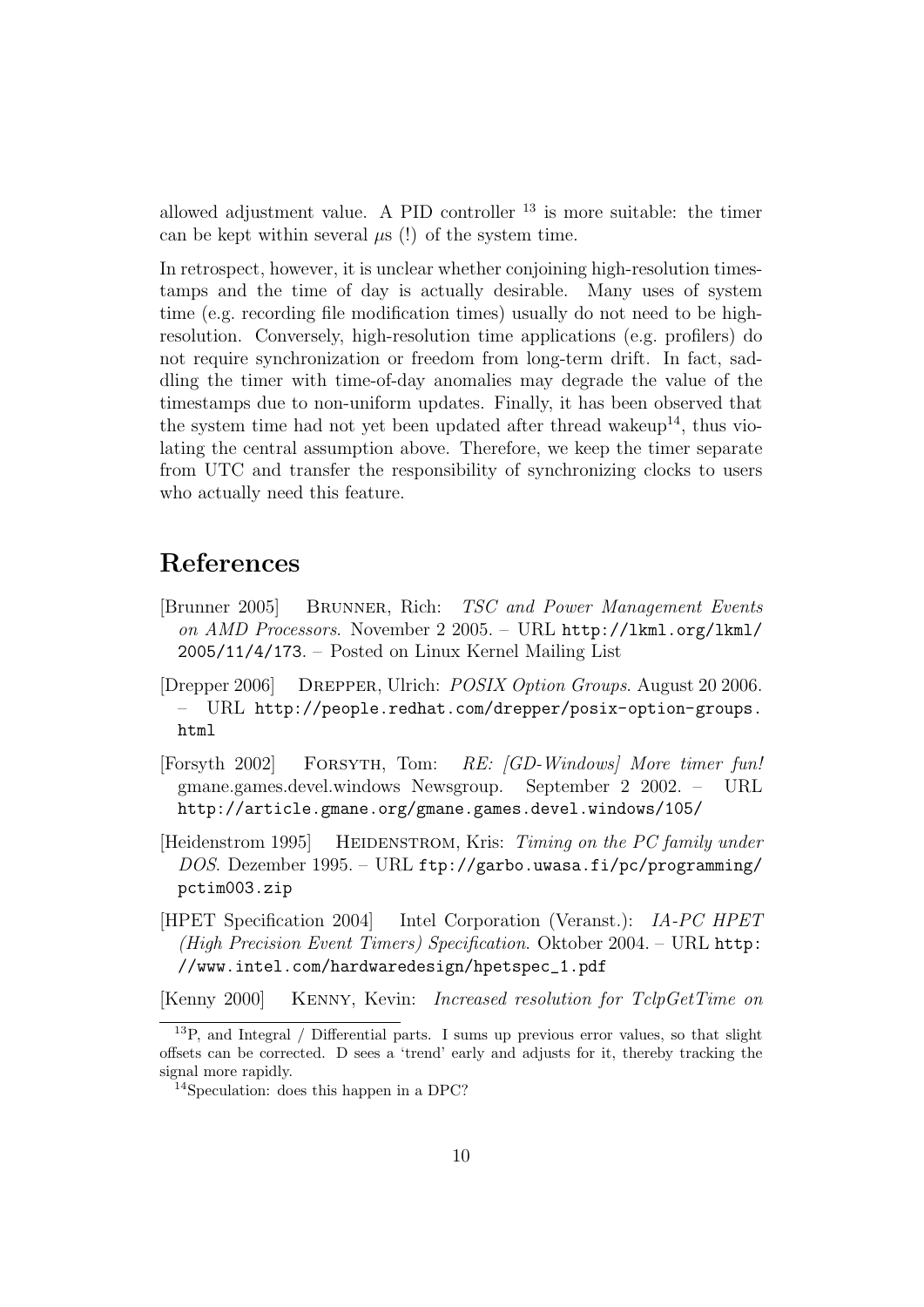allowed adjustment value. A PID controller [13] is more suitable: the timer can be kept within several $\mu$s (!) of the system time.

In retrospect, however, it is unclear whether conjoining high-resolution timestamps and the time of day is actually desirable. Many uses of system time (e.g. recording file modification times) usually do not need to be high-resolution. Conversely, high-resolution time applications (e.g. profilers) do not require synchronization or freedom from long-term drift. In fact, saddling the timer with time-of-day anomalies may degrade the value of the timestamps due to non-uniform updates. Finally, it has been observed that the system time had not yet been updated after thread wakeup[14], thus violating the central assumption above. Therefore, we keep the timer separate from UTC and transfer the responsibility of synchronizing clocks to users who actually need this feature.

# References

[Brunner 2005] Brunner, Rich: *TSC and Power Management Events on AMD Processors*. November 2 2005. – URL `http://lkml.org/lkml/2005/11/4/173`. – Posted on Linux Kernel Mailing List

[Drepper 2006] Drepper, Ulrich: *POSIX Option Groups*. August 20 2006. – URL `http://people.redhat.com/drepper/posix-option-groups.html`

[Forsyth 2002] Forsyth, Tom: *RE: [GD-Windows] More timer fun!* gmane.games.devel.windows Newsgroup. September 2 2002. – URL `http://article.gmane.org/gmane.games.devel.windows/105/`

[Heidenstrom 1995] Heidenstrom, Kris: *Timing on the PC family under DOS*. Dezember 1995. – URL `ftp://garbo.uwasa.fi/pc/programming/pctim003.zip`

[HPET Specification 2004] Intel Corporation (Veranst.): *IA-PC HPET (High Precision Event Timers) Specification*. Oktober 2004. – URL `http://www.intel.com/hardwaredesign/hpetspec_1.pdf`

[Kenny 2000] Kenny, Kevin: *Increased resolution for TclpGetTime on*

---

[13] P, and Integral / Differential parts. I sums up previous error values, so that slight offsets can be corrected. D sees a 'trend' early and adjusts for it, thereby tracking the signal more rapidly.

[14] Speculation: does this happen in a DPC?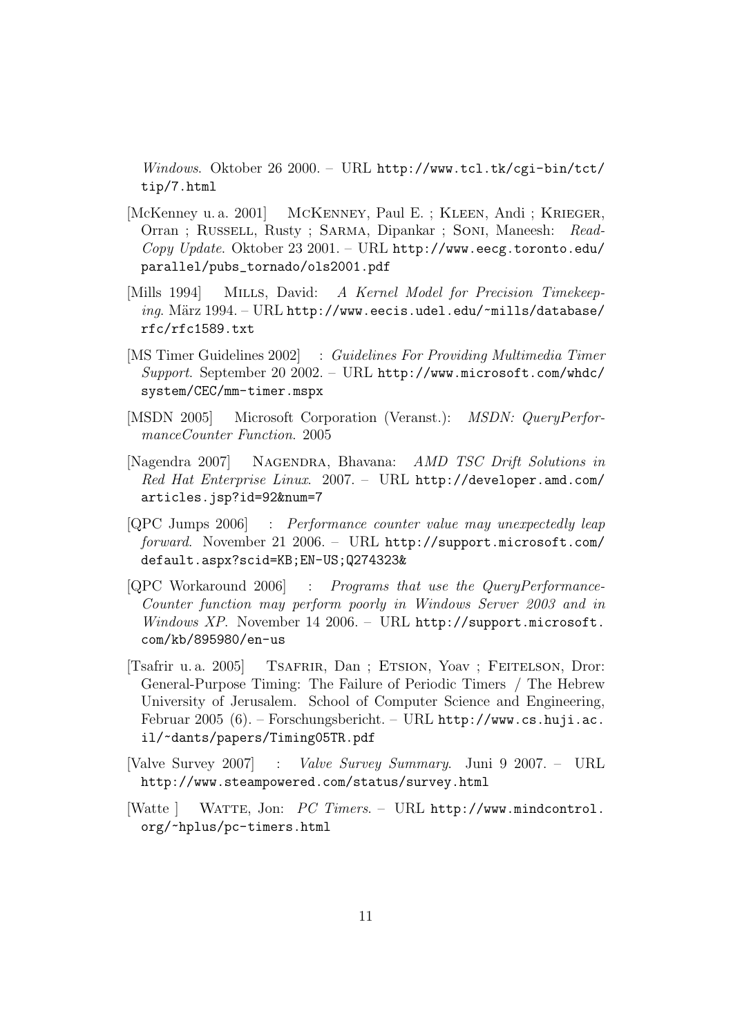*Windows*. Oktober 26 2000. – URL http://www.tcl.tk/cgi-bin/tct/tip/7.html

[McKenney u. a. 2001] McKenney, Paul E. ; Kleen, Andi ; Krieger, Orran ; Russell, Rusty ; Sarma, Dipankar ; Soni, Maneesh: *Read-Copy Update*. Oktober 23 2001. – URL http://www.eecg.toronto.edu/parallel/pubs_tornado/ols2001.pdf

[Mills 1994] Mills, David: *A Kernel Model for Precision Timekeeping*. März 1994. – URL http://www.eecis.udel.edu/~mills/database/rfc/rfc1589.txt

[MS Timer Guidelines 2002] : *Guidelines For Providing Multimedia Timer Support*. September 20 2002. – URL http://www.microsoft.com/whdc/system/CEC/mm-timer.mspx

[MSDN 2005] Microsoft Corporation (Veranst.): *MSDN: QueryPerformanceCounter Function*. 2005

[Nagendra 2007] Nagendra, Bhavana: *AMD TSC Drift Solutions in Red Hat Enterprise Linux*. 2007. – URL http://developer.amd.com/articles.jsp?id=92&num=7

[QPC Jumps 2006] : *Performance counter value may unexpectedly leap forward*. November 21 2006. – URL http://support.microsoft.com/default.aspx?scid=KB;EN-US;Q274323&

[QPC Workaround 2006] : *Programs that use the QueryPerformanceCounter function may perform poorly in Windows Server 2003 and in Windows XP*. November 14 2006. – URL http://support.microsoft.com/kb/895980/en-us

[Tsafrir u. a. 2005] Tsafrir, Dan ; Etsion, Yoav ; Feitelson, Dror: General-Purpose Timing: The Failure of Periodic Timers / The Hebrew University of Jerusalem. School of Computer Science and Engineering, Februar 2005 (6). – Forschungsbericht. – URL http://www.cs.huji.ac.il/~dants/papers/Timing05TR.pdf

[Valve Survey 2007] : *Valve Survey Summary*. Juni 9 2007. – URL http://www.steampowered.com/status/survey.html

[Watte ] Watte, Jon: *PC Timers*. – URL http://www.mindcontrol.org/~hplus/pc-timers.html